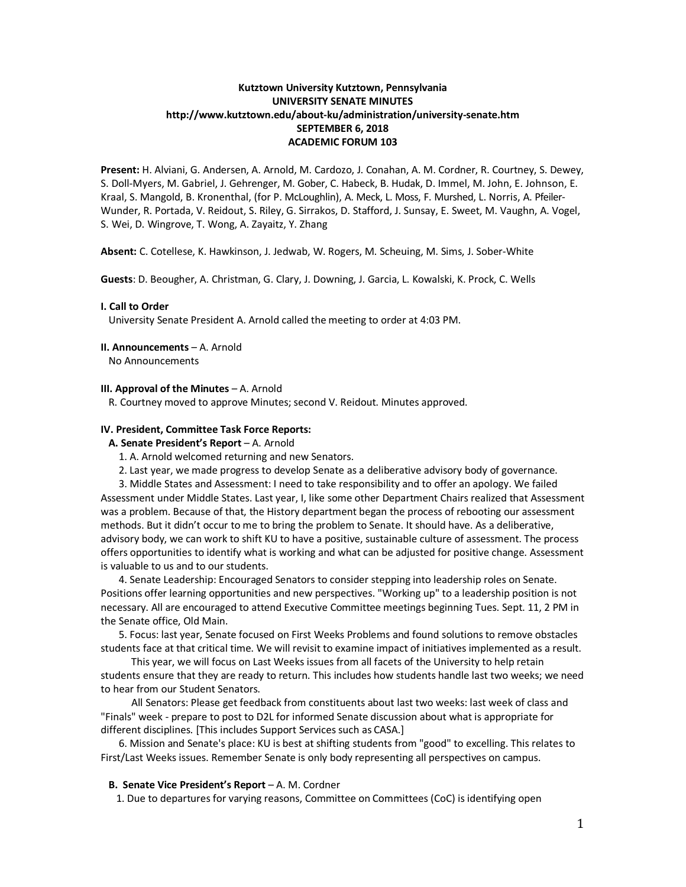**Kutztown University Kutztown, Pennsylvania**
**UNIVERSITY SENATE MINUTES**
**http://www.kutztown.edu/about-ku/administration/university-senate.htm**
**SEPTEMBER 6, 2018**
**ACADEMIC FORUM 103**

**Present:** H. Alviani, G. Andersen, A. Arnold, M. Cardozo, J. Conahan, A. M. Cordner, R. Courtney, S. Dewey, S. Doll-Myers, M. Gabriel, J. Gehrenger, M. Gober, C. Habeck, B. Hudak, D. Immel, M. John, E. Johnson, E. Kraal, S. Mangold, B. Kronenthal, (for P. McLoughlin), A. Meck, L. Moss, F. Murshed, L. Norris, A. Pfeiler-Wunder, R. Portada, V. Reidout, S. Riley, G. Sirrakos, D. Stafford, J. Sunsay, E. Sweet, M. Vaughn, A. Vogel, S. Wei, D. Wingrove, T. Wong, A. Zayaitz, Y. Zhang

**Absent:** C. Cotellese, K. Hawkinson, J. Jedwab, W. Rogers, M. Scheuing, M. Sims, J. Sober-White

**Guests**: D. Beougher, A. Christman, G. Clary, J. Downing, J. Garcia, L. Kowalski, K. Prock, C. Wells

**I. Call to Order**

University Senate President A. Arnold called the meeting to order at 4:03 PM.

**II. Announcements** – A. Arnold

No Announcements

**III. Approval of the Minutes** – A. Arnold

R. Courtney moved to approve Minutes; second V. Reidout. Minutes approved.

**IV. President, Committee Task Force Reports:**

**A. Senate President's Report** – A. Arnold

1. A. Arnold welcomed returning and new Senators.
2. Last year, we made progress to develop Senate as a deliberative advisory body of governance.
3. Middle States and Assessment: I need to take responsibility and to offer an apology. We failed Assessment under Middle States. Last year, I, like some other Department Chairs realized that Assessment was a problem. Because of that, the History department began the process of rebooting our assessment methods. But it didn't occur to me to bring the problem to Senate. It should have. As a deliberative, advisory body, we can work to shift KU to have a positive, sustainable culture of assessment. The process offers opportunities to identify what is working and what can be adjusted for positive change. Assessment is valuable to us and to our students.
4. Senate Leadership: Encouraged Senators to consider stepping into leadership roles on Senate. Positions offer learning opportunities and new perspectives. "Working up" to a leadership position is not necessary. All are encouraged to attend Executive Committee meetings beginning Tues. Sept. 11, 2 PM in the Senate office, Old Main.
5. Focus: last year, Senate focused on First Weeks Problems and found solutions to remove obstacles students face at that critical time. We will revisit to examine impact of initiatives implemented as a result.

   This year, we will focus on Last Weeks issues from all facets of the University to help retain students ensure that they are ready to return. This includes how students handle last two weeks; we need to hear from our Student Senators.

   All Senators: Please get feedback from constituents about last two weeks: last week of class and "Finals" week - prepare to post to D2L for informed Senate discussion about what is appropriate for different disciplines. [This includes Support Services such as CASA.]
6. Mission and Senate's place: KU is best at shifting students from "good" to excelling. This relates to First/Last Weeks issues. Remember Senate is only body representing all perspectives on campus.

**B. Senate Vice President's Report** – A. M. Cordner

1. Due to departures for varying reasons, Committee on Committees (CoC) is identifying open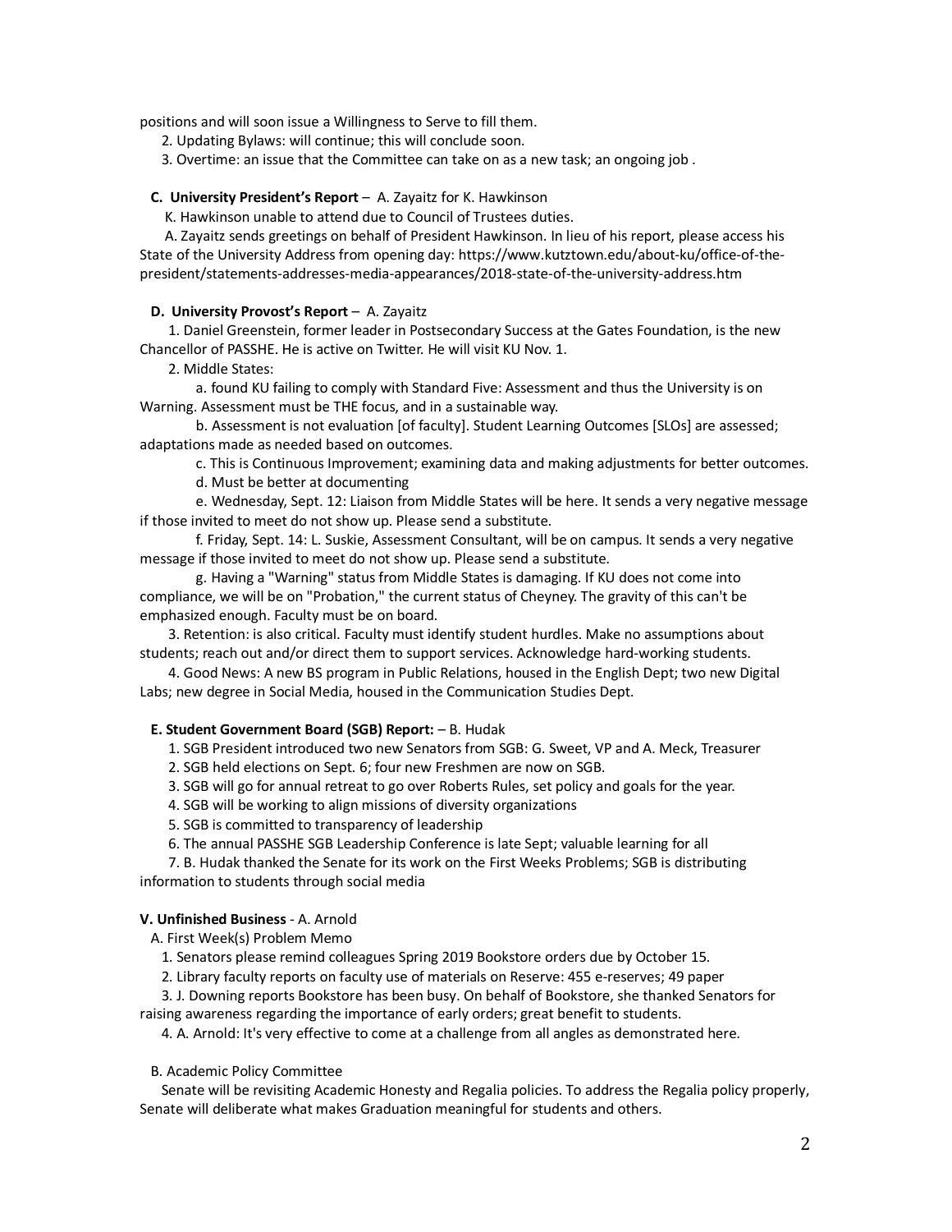positions and will soon issue a Willingness to Serve to fill them.

2. Updating Bylaws: will continue; this will conclude soon.
3. Overtime: an issue that the Committee can take on as a new task; an ongoing job .

**C. University President's Report** – A. Zayaitz for K. Hawkinson

K. Hawkinson unable to attend due to Council of Trustees duties.

A. Zayaitz sends greetings on behalf of President Hawkinson. In lieu of his report, please access his State of the University Address from opening day: https://www.kutztown.edu/about-ku/office-of-the-president/statements-addresses-media-appearances/2018-state-of-the-university-address.htm

**D. University Provost's Report** – A. Zayaitz

1. Daniel Greenstein, former leader in Postsecondary Success at the Gates Foundation, is the new Chancellor of PASSHE. He is active on Twitter. He will visit KU Nov. 1.
2. Middle States:
   a. found KU failing to comply with Standard Five: Assessment and thus the University is on Warning. Assessment must be THE focus, and in a sustainable way.
   b. Assessment is not evaluation [of faculty]. Student Learning Outcomes [SLOs] are assessed; adaptations made as needed based on outcomes.
   c. This is Continuous Improvement; examining data and making adjustments for better outcomes.
   d. Must be better at documenting
   e. Wednesday, Sept. 12: Liaison from Middle States will be here. It sends a very negative message if those invited to meet do not show up. Please send a substitute.
   f. Friday, Sept. 14: L. Suskie, Assessment Consultant, will be on campus. It sends a very negative message if those invited to meet do not show up. Please send a substitute.
   g. Having a "Warning" status from Middle States is damaging. If KU does not come into compliance, we will be on "Probation," the current status of Cheyney. The gravity of this can't be emphasized enough. Faculty must be on board.
3. Retention: is also critical. Faculty must identify student hurdles. Make no assumptions about students; reach out and/or direct them to support services. Acknowledge hard-working students.
4. Good News: A new BS program in Public Relations, housed in the English Dept; two new Digital Labs; new degree in Social Media, housed in the Communication Studies Dept.

**E. Student Government Board (SGB) Report:** – B. Hudak

1. SGB President introduced two new Senators from SGB: G. Sweet, VP and A. Meck, Treasurer
2. SGB held elections on Sept. 6; four new Freshmen are now on SGB.
3. SGB will go for annual retreat to go over Roberts Rules, set policy and goals for the year.
4. SGB will be working to align missions of diversity organizations
5. SGB is committed to transparency of leadership
6. The annual PASSHE SGB Leadership Conference is late Sept; valuable learning for all
7. B. Hudak thanked the Senate for its work on the First Weeks Problems; SGB is distributing information to students through social media

**V. Unfinished Business** - A. Arnold

A. First Week(s) Problem Memo

1. Senators please remind colleagues Spring 2019 Bookstore orders due by October 15.
2. Library faculty reports on faculty use of materials on Reserve: 455 e-reserves; 49 paper
3. J. Downing reports Bookstore has been busy. On behalf of Bookstore, she thanked Senators for raising awareness regarding the importance of early orders; great benefit to students.
4. A. Arnold: It's very effective to come at a challenge from all angles as demonstrated here.

B. Academic Policy Committee

Senate will be revisiting Academic Honesty and Regalia policies. To address the Regalia policy properly, Senate will deliberate what makes Graduation meaningful for students and others.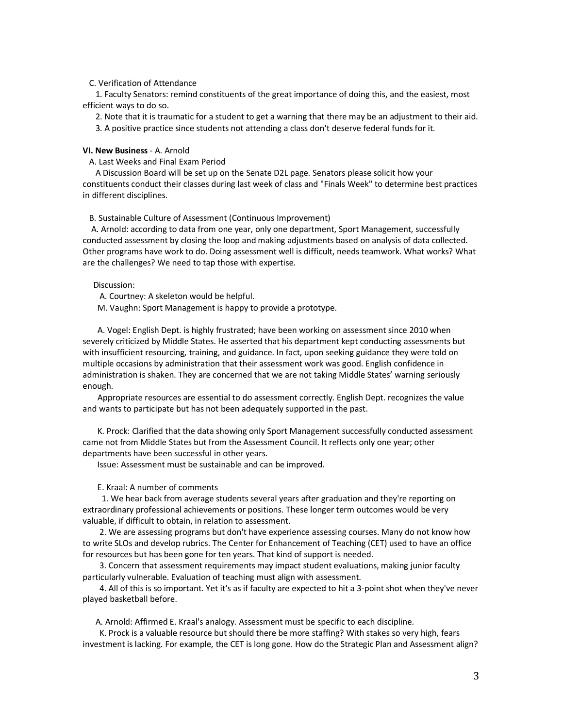C. Verification of Attendance

1. Faculty Senators: remind constituents of the great importance of doing this, and the easiest, most efficient ways to do so.

2. Note that it is traumatic for a student to get a warning that there may be an adjustment to their aid.

3. A positive practice since students not attending a class don't deserve federal funds for it.

**VI. New Business** - A. Arnold

A. Last Weeks and Final Exam Period

A Discussion Board will be set up on the Senate D2L page. Senators please solicit how your constituents conduct their classes during last week of class and "Finals Week" to determine best practices in different disciplines.

B. Sustainable Culture of Assessment (Continuous Improvement)

A. Arnold: according to data from one year, only one department, Sport Management, successfully conducted assessment by closing the loop and making adjustments based on analysis of data collected. Other programs have work to do. Doing assessment well is difficult, needs teamwork. What works? What are the challenges? We need to tap those with expertise.

Discussion:

A. Courtney: A skeleton would be helpful.

M. Vaughn: Sport Management is happy to provide a prototype.

A. Vogel: English Dept. is highly frustrated; have been working on assessment since 2010 when severely criticized by Middle States. He asserted that his department kept conducting assessments but with insufficient resourcing, training, and guidance. In fact, upon seeking guidance they were told on multiple occasions by administration that their assessment work was good. English confidence in administration is shaken. They are concerned that we are not taking Middle States' warning seriously enough.

Appropriate resources are essential to do assessment correctly. English Dept. recognizes the value and wants to participate but has not been adequately supported in the past.

K. Prock: Clarified that the data showing only Sport Management successfully conducted assessment came not from Middle States but from the Assessment Council. It reflects only one year; other departments have been successful in other years.

Issue: Assessment must be sustainable and can be improved.

E. Kraal: A number of comments

1. We hear back from average students several years after graduation and they're reporting on extraordinary professional achievements or positions. These longer term outcomes would be very valuable, if difficult to obtain, in relation to assessment.

2. We are assessing programs but don't have experience assessing courses. Many do not know how to write SLOs and develop rubrics. The Center for Enhancement of Teaching (CET) used to have an office for resources but has been gone for ten years. That kind of support is needed.

3. Concern that assessment requirements may impact student evaluations, making junior faculty particularly vulnerable. Evaluation of teaching must align with assessment.

4. All of this is so important. Yet it's as if faculty are expected to hit a 3-point shot when they've never played basketball before.

A. Arnold: Affirmed E. Kraal's analogy. Assessment must be specific to each discipline.

K. Prock is a valuable resource but should there be more staffing? With stakes so very high, fears investment is lacking. For example, the CET is long gone. How do the Strategic Plan and Assessment align?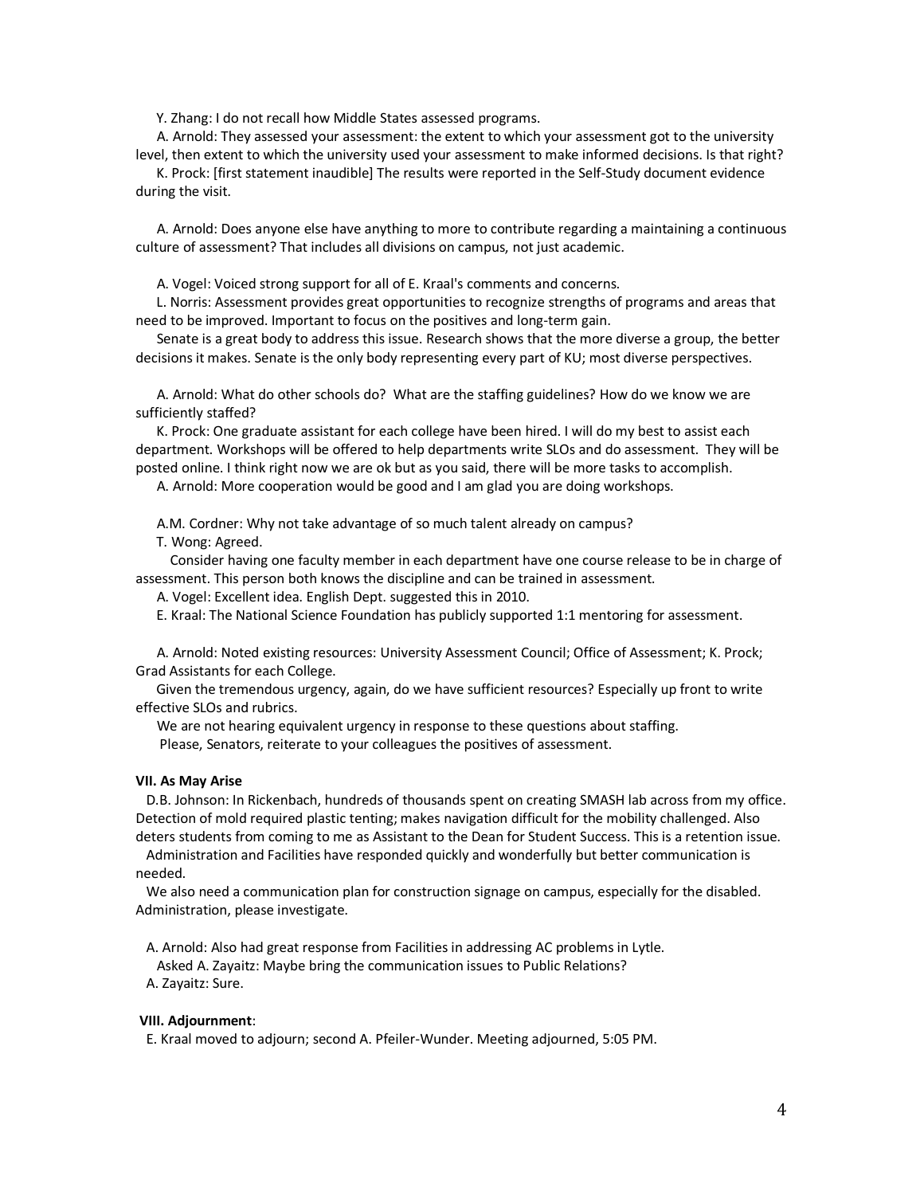Y. Zhang: I do not recall how Middle States assessed programs.

A. Arnold: They assessed your assessment: the extent to which your assessment got to the university level, then extent to which the university used your assessment to make informed decisions. Is that right?

K. Prock: [first statement inaudible] The results were reported in the Self-Study document evidence during the visit.

A. Arnold: Does anyone else have anything to more to contribute regarding a maintaining a continuous culture of assessment? That includes all divisions on campus, not just academic.

A. Vogel: Voiced strong support for all of E. Kraal's comments and concerns.

L. Norris: Assessment provides great opportunities to recognize strengths of programs and areas that need to be improved. Important to focus on the positives and long-term gain.

Senate is a great body to address this issue. Research shows that the more diverse a group, the better decisions it makes. Senate is the only body representing every part of KU; most diverse perspectives.

A. Arnold: What do other schools do? What are the staffing guidelines? How do we know we are sufficiently staffed?

K. Prock: One graduate assistant for each college have been hired. I will do my best to assist each department. Workshops will be offered to help departments write SLOs and do assessment. They will be posted online. I think right now we are ok but as you said, there will be more tasks to accomplish.

A. Arnold: More cooperation would be good and I am glad you are doing workshops.

A.M. Cordner: Why not take advantage of so much talent already on campus?

T. Wong: Agreed.

Consider having one faculty member in each department have one course release to be in charge of assessment. This person both knows the discipline and can be trained in assessment.

A. Vogel: Excellent idea. English Dept. suggested this in 2010.

E. Kraal: The National Science Foundation has publicly supported 1:1 mentoring for assessment.

A. Arnold: Noted existing resources: University Assessment Council; Office of Assessment; K. Prock; Grad Assistants for each College.

Given the tremendous urgency, again, do we have sufficient resources? Especially up front to write effective SLOs and rubrics.

We are not hearing equivalent urgency in response to these questions about staffing.

Please, Senators, reiterate to your colleagues the positives of assessment.

**VII. As May Arise**

D.B. Johnson: In Rickenbach, hundreds of thousands spent on creating SMASH lab across from my office. Detection of mold required plastic tenting; makes navigation difficult for the mobility challenged. Also deters students from coming to me as Assistant to the Dean for Student Success. This is a retention issue.

Administration and Facilities have responded quickly and wonderfully but better communication is needed.

We also need a communication plan for construction signage on campus, especially for the disabled. Administration, please investigate.

A. Arnold: Also had great response from Facilities in addressing AC problems in Lytle.

Asked A. Zayaitz: Maybe bring the communication issues to Public Relations?

A. Zayaitz: Sure.

**VIII. Adjournment**:

E. Kraal moved to adjourn; second A. Pfeiler-Wunder. Meeting adjourned, 5:05 PM.